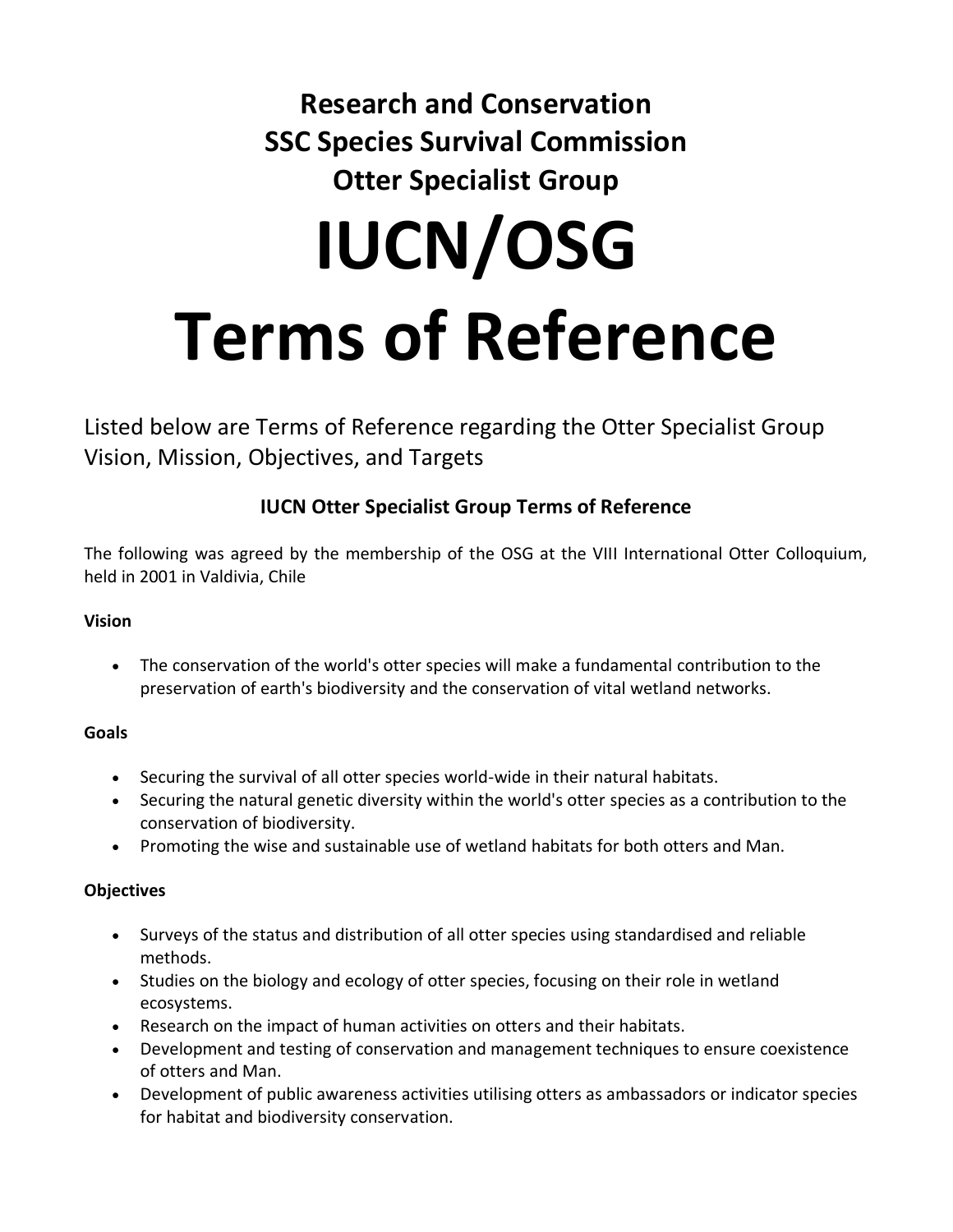# Research and Conservation
# SSC Species Survival Commission
# Otter Specialist Group

# IUCN/OSG
# Terms of Reference

Listed below are Terms of Reference regarding the Otter Specialist Group Vision, Mission, Objectives, and Targets

## IUCN Otter Specialist Group Terms of Reference

The following was agreed by the membership of the OSG at the VIII International Otter Colloquium, held in 2001 in Valdivia, Chile

**Vision**

- The conservation of the world's otter species will make a fundamental contribution to the preservation of earth's biodiversity and the conservation of vital wetland networks.

**Goals**

- Securing the survival of all otter species world-wide in their natural habitats.
- Securing the natural genetic diversity within the world's otter species as a contribution to the conservation of biodiversity.
- Promoting the wise and sustainable use of wetland habitats for both otters and Man.

**Objectives**

- Surveys of the status and distribution of all otter species using standardised and reliable methods.
- Studies on the biology and ecology of otter species, focusing on their role in wetland ecosystems.
- Research on the impact of human activities on otters and their habitats.
- Development and testing of conservation and management techniques to ensure coexistence of otters and Man.
- Development of public awareness activities utilising otters as ambassadors or indicator species for habitat and biodiversity conservation.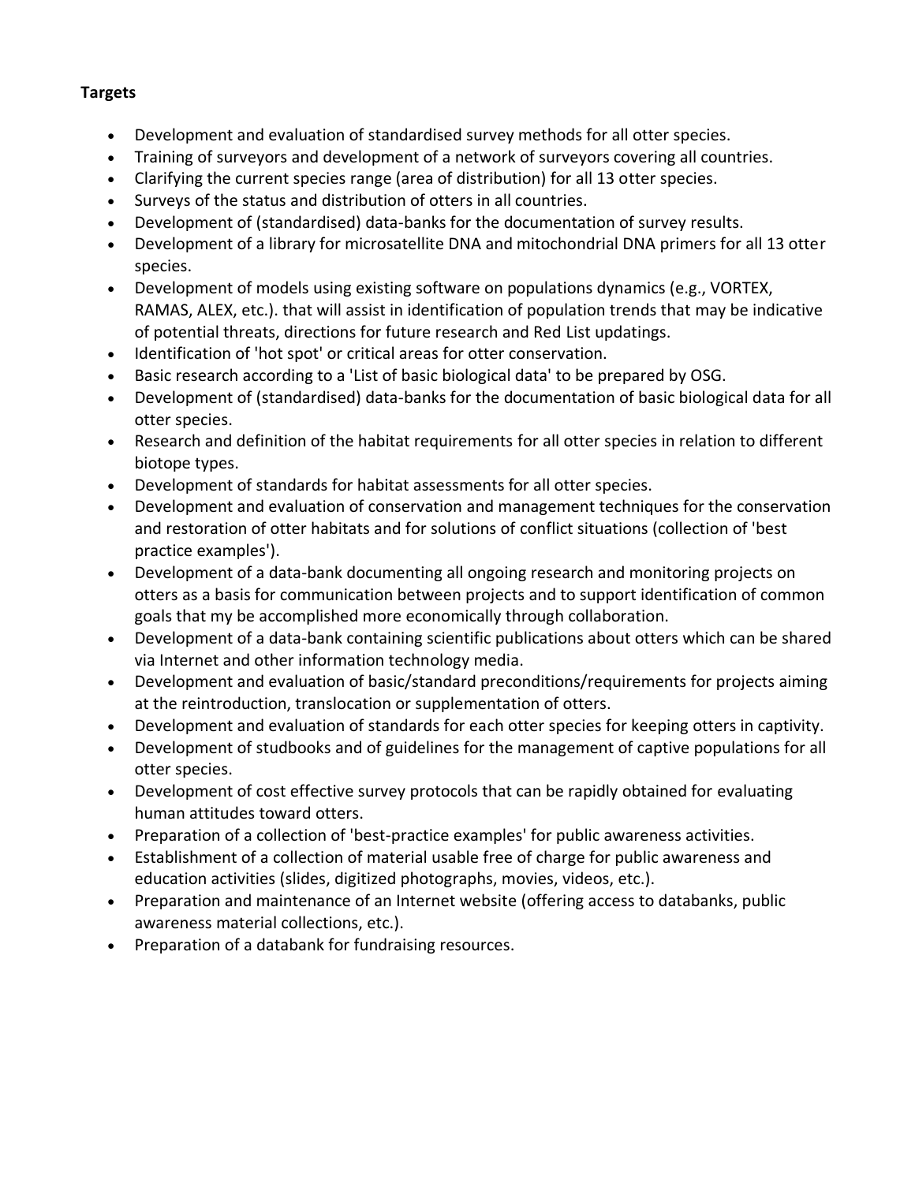**Targets**

- Development and evaluation of standardised survey methods for all otter species.
- Training of surveyors and development of a network of surveyors covering all countries.
- Clarifying the current species range (area of distribution) for all 13 otter species.
- Surveys of the status and distribution of otters in all countries.
- Development of (standardised) data-banks for the documentation of survey results.
- Development of a library for microsatellite DNA and mitochondrial DNA primers for all 13 otter species.
- Development of models using existing software on populations dynamics (e.g., VORTEX, RAMAS, ALEX, etc.). that will assist in identification of population trends that may be indicative of potential threats, directions for future research and Red List updatings.
- Identification of 'hot spot' or critical areas for otter conservation.
- Basic research according to a 'List of basic biological data' to be prepared by OSG.
- Development of (standardised) data-banks for the documentation of basic biological data for all otter species.
- Research and definition of the habitat requirements for all otter species in relation to different biotope types.
- Development of standards for habitat assessments for all otter species.
- Development and evaluation of conservation and management techniques for the conservation and restoration of otter habitats and for solutions of conflict situations (collection of 'best practice examples').
- Development of a data-bank documenting all ongoing research and monitoring projects on otters as a basis for communication between projects and to support identification of common goals that my be accomplished more economically through collaboration.
- Development of a data-bank containing scientific publications about otters which can be shared via Internet and other information technology media.
- Development and evaluation of basic/standard preconditions/requirements for projects aiming at the reintroduction, translocation or supplementation of otters.
- Development and evaluation of standards for each otter species for keeping otters in captivity.
- Development of studbooks and of guidelines for the management of captive populations for all otter species.
- Development of cost effective survey protocols that can be rapidly obtained for evaluating human attitudes toward otters.
- Preparation of a collection of 'best-practice examples' for public awareness activities.
- Establishment of a collection of material usable free of charge for public awareness and education activities (slides, digitized photographs, movies, videos, etc.).
- Preparation and maintenance of an Internet website (offering access to databanks, public awareness material collections, etc.).
- Preparation of a databank for fundraising resources.